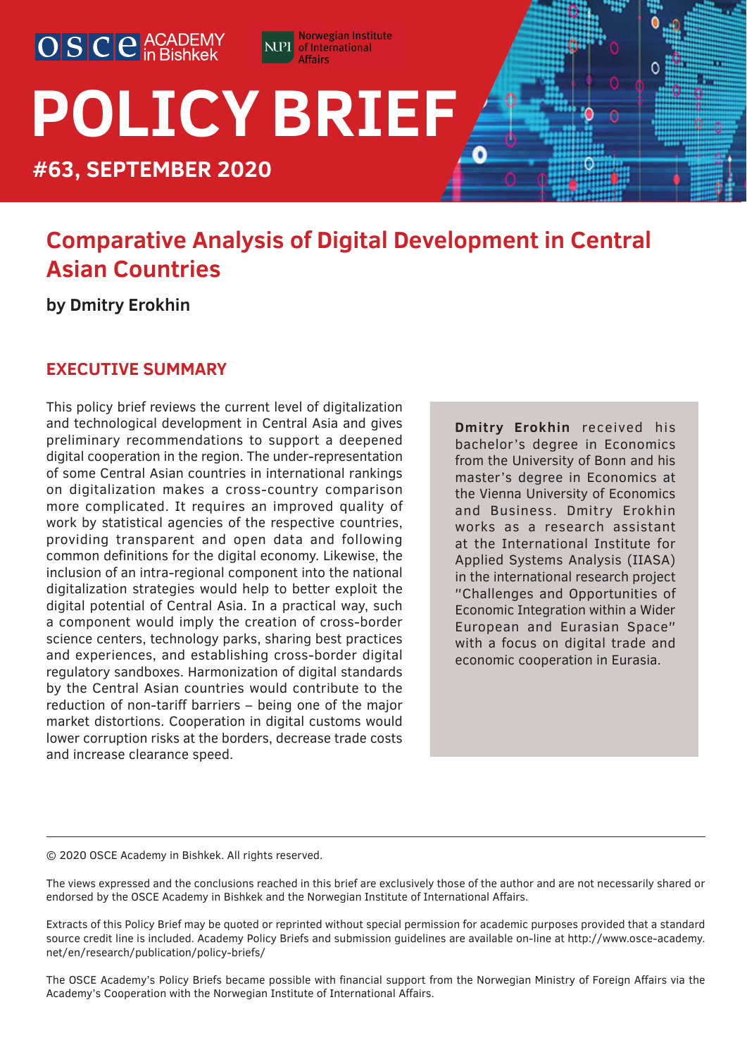OSCE ACADEMY in Bishkek

NUPI Norwegian Institute of International Affairs

# POLICY BRIEF

## #63, SEPTEMBER 2020

# Comparative Analysis of Digital Development in Central Asian Countries

**by Dmitry Erokhin**

## EXECUTIVE SUMMARY

This policy brief reviews the current level of digitalization and technological development in Central Asia and gives preliminary recommendations to support a deepened digital cooperation in the region. The under-representation of some Central Asian countries in international rankings on digitalization makes a cross-country comparison more complicated. It requires an improved quality of work by statistical agencies of the respective countries, providing transparent and open data and following common definitions for the digital economy. Likewise, the inclusion of an intra-regional component into the national digitalization strategies would help to better exploit the digital potential of Central Asia. In a practical way, such a component would imply the creation of cross-border science centers, technology parks, sharing best practices and experiences, and establishing cross-border digital regulatory sandboxes. Harmonization of digital standards by the Central Asian countries would contribute to the reduction of non-tariff barriers – being one of the major market distortions. Cooperation in digital customs would lower corruption risks at the borders, decrease trade costs and increase clearance speed.

**Dmitry Erokhin** received his bachelor's degree in Economics from the University of Bonn and his master's degree in Economics at the Vienna University of Economics and Business. Dmitry Erokhin works as a research assistant at the International Institute for Applied Systems Analysis (IIASA) in the international research project "Challenges and Opportunities of Economic Integration within a Wider European and Eurasian Space" with a focus on digital trade and economic cooperation in Eurasia.

---

© 2020 OSCE Academy in Bishkek. All rights reserved.

The views expressed and the conclusions reached in this brief are exclusively those of the author and are not necessarily shared or endorsed by the OSCE Academy in Bishkek and the Norwegian Institute of International Affairs.

Extracts of this Policy Brief may be quoted or reprinted without special permission for academic purposes provided that a standard source credit line is included. Academy Policy Briefs and submission guidelines are available on-line at http://www.osce-academy.net/en/research/publication/policy-briefs/

The OSCE Academy's Policy Briefs became possible with financial support from the Norwegian Ministry of Foreign Affairs via the Academy's Cooperation with the Norwegian Institute of International Affairs.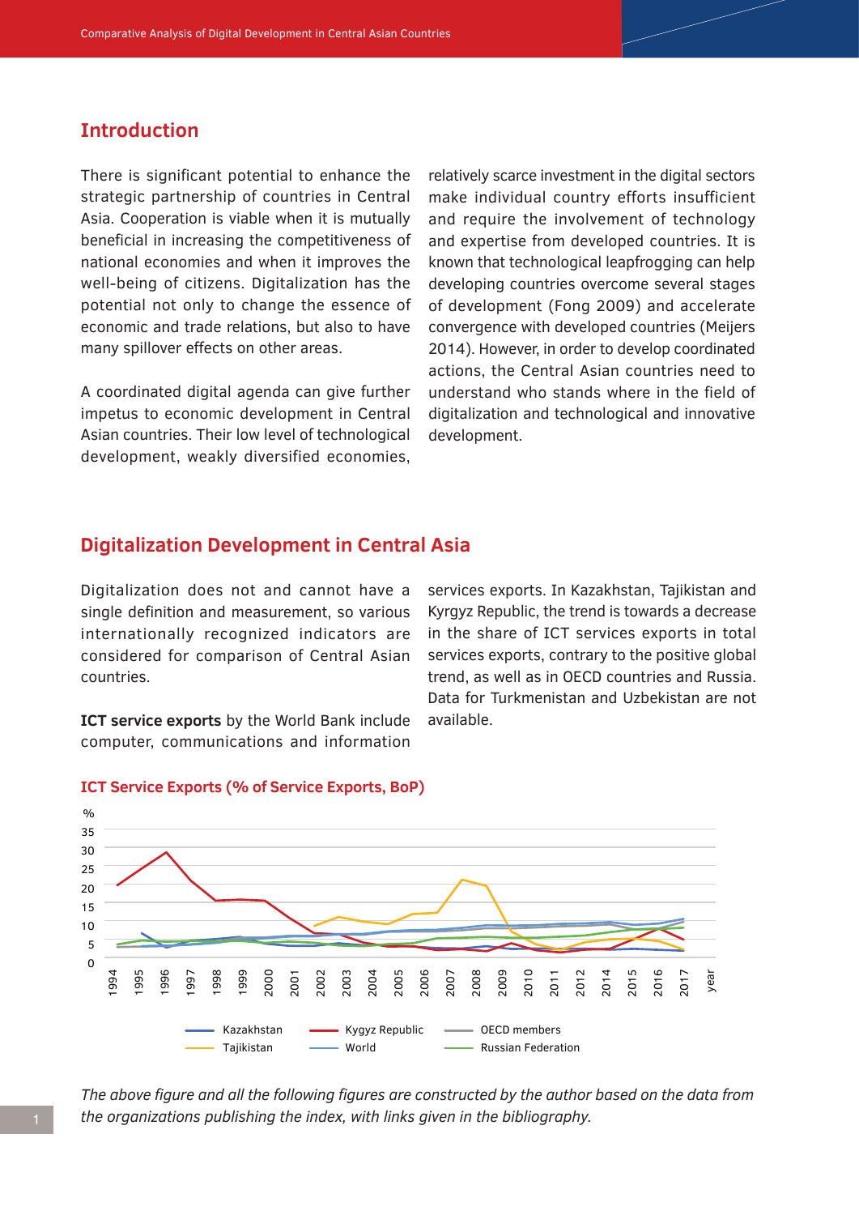## Introduction

There is significant potential to enhance the strategic partnership of countries in Central Asia. Cooperation is viable when it is mutually beneficial in increasing the competitiveness of national economies and when it improves the well-being of citizens. Digitalization has the potential not only to change the essence of economic and trade relations, but also to have many spillover effects on other areas.

A coordinated digital agenda can give further impetus to economic development in Central Asian countries. Their low level of technological development, weakly diversified economies, relatively scarce investment in the digital sectors make individual country efforts insufficient and require the involvement of technology and expertise from developed countries. It is known that technological leapfrogging can help developing countries overcome several stages of development (Fong 2009) and accelerate convergence with developed countries (Meijers 2014). However, in order to develop coordinated actions, the Central Asian countries need to understand who stands where in the field of digitalization and technological and innovative development.

## Digitalization Development in Central Asia

Digitalization does not and cannot have a single definition and measurement, so various internationally recognized indicators are considered for comparison of Central Asian countries.

**ICT service exports** by the World Bank include computer, communications and information services exports. In Kazakhstan, Tajikistan and Kyrgyz Republic, the trend is towards a decrease in the share of ICT services exports in total services exports, contrary to the positive global trend, as well as in OECD countries and Russia. Data for Turkmenistan and Uzbekistan are not available.

**ICT Service Exports (% of Service Exports, BoP)**

*The above figure and all the following figures are constructed by the author based on the data from the organizations publishing the index, with links given in the bibliography.*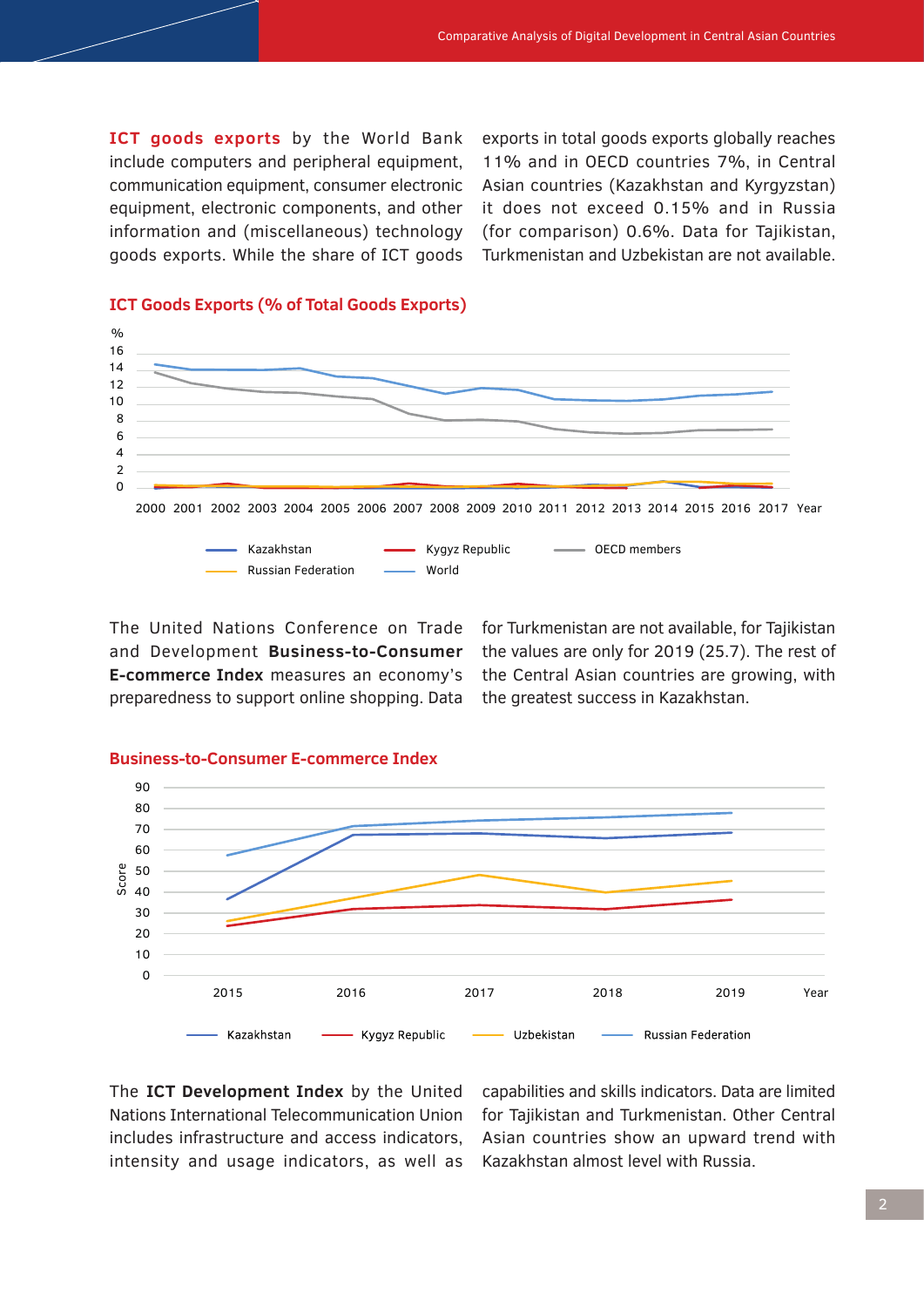**ICT goods exports** by the World Bank include computers and peripheral equipment, communication equipment, consumer electronic equipment, electronic components, and other information and (miscellaneous) technology goods exports. While the share of ICT goods exports in total goods exports globally reaches 11% and in OECD countries 7%, in Central Asian countries (Kazakhstan and Kyrgyzstan) it does not exceed 0.15% and in Russia (for comparison) 0.6%. Data for Tajikistan, Turkmenistan and Uzbekistan are not available.

### ICT Goods Exports (% of Total Goods Exports)

%

16
14
12
10
8
6
4
2
0

2000 2001 2002 2003 2004 2005 2006 2007 2008 2009 2010 2011 2012 2013 2014 2015 2016 2017 Year

Kazakhstan | Kygyz Republic | OECD members | Russian Federation | World

The United Nations Conference on Trade and Development **Business-to-Consumer E-commerce Index** measures an economy's preparedness to support online shopping. Data for Turkmenistan are not available, for Tajikistan the values are only for 2019 (25.7). The rest of the Central Asian countries are growing, with the greatest success in Kazakhstan.

### Business-to-Consumer E-commerce Index

Score

90
80
70
60
50
40
30
20
10
0

2015 2016 2017 2018 2019 Year

Kazakhstan | Kygyz Republic | Uzbekistan | Russian Federation

The **ICT Development Index** by the United Nations International Telecommunication Union includes infrastructure and access indicators, intensity and usage indicators, as well as capabilities and skills indicators. Data are limited for Tajikistan and Turkmenistan. Other Central Asian countries show an upward trend with Kazakhstan almost level with Russia.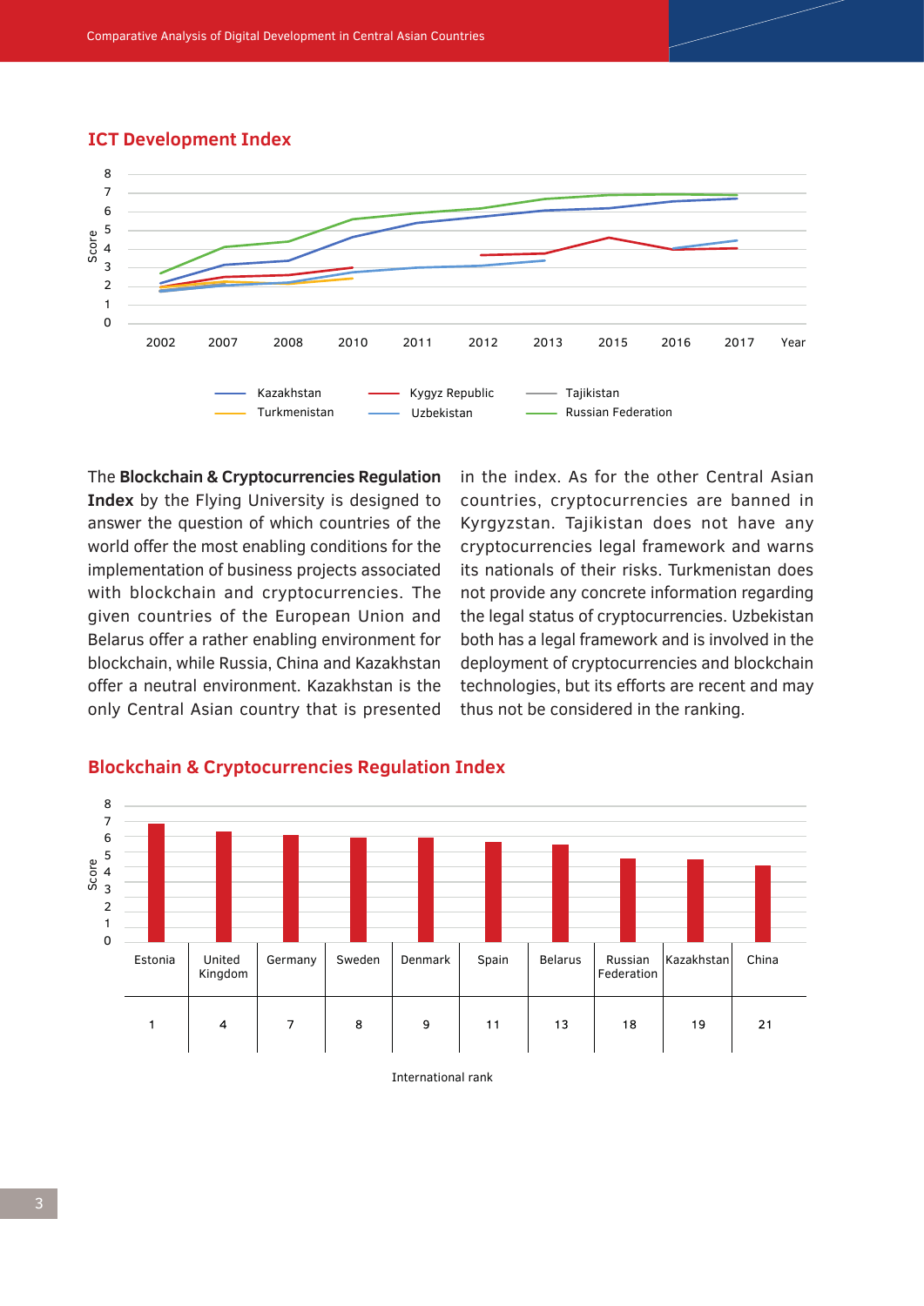## ICT Development Index

## Blockchain & Cryptocurrencies Regulation Index

The **Blockchain & Cryptocurrencies Regulation Index** by the Flying University is designed to answer the question of which countries of the world offer the most enabling conditions for the implementation of business projects associated with blockchain and cryptocurrencies. The given countries of the European Union and Belarus offer a rather enabling environment for blockchain, while Russia, China and Kazakhstan offer a neutral environment. Kazakhstan is the only Central Asian country that is presented in the index. As for the other Central Asian countries, cryptocurrencies are banned in Kyrgyzstan. Tajikistan does not have any cryptocurrencies legal framework and warns its nationals of their risks. Turkmenistan does not provide any concrete information regarding the legal status of cryptocurrencies. Uzbekistan both has a legal framework and is involved in the deployment of cryptocurrencies and blockchain technologies, but its efforts are recent and may thus not be considered in the ranking.

| | Estonia | United Kingdom | Germany | Sweden | Denmark | Spain | Belarus | Russian Federation | Kazakhstan | China |
|---|---|---|---|---|---|---|---|---|---|---|
| International rank | 1 | 4 | 7 | 8 | 9 | 11 | 13 | 18 | 19 | 21 |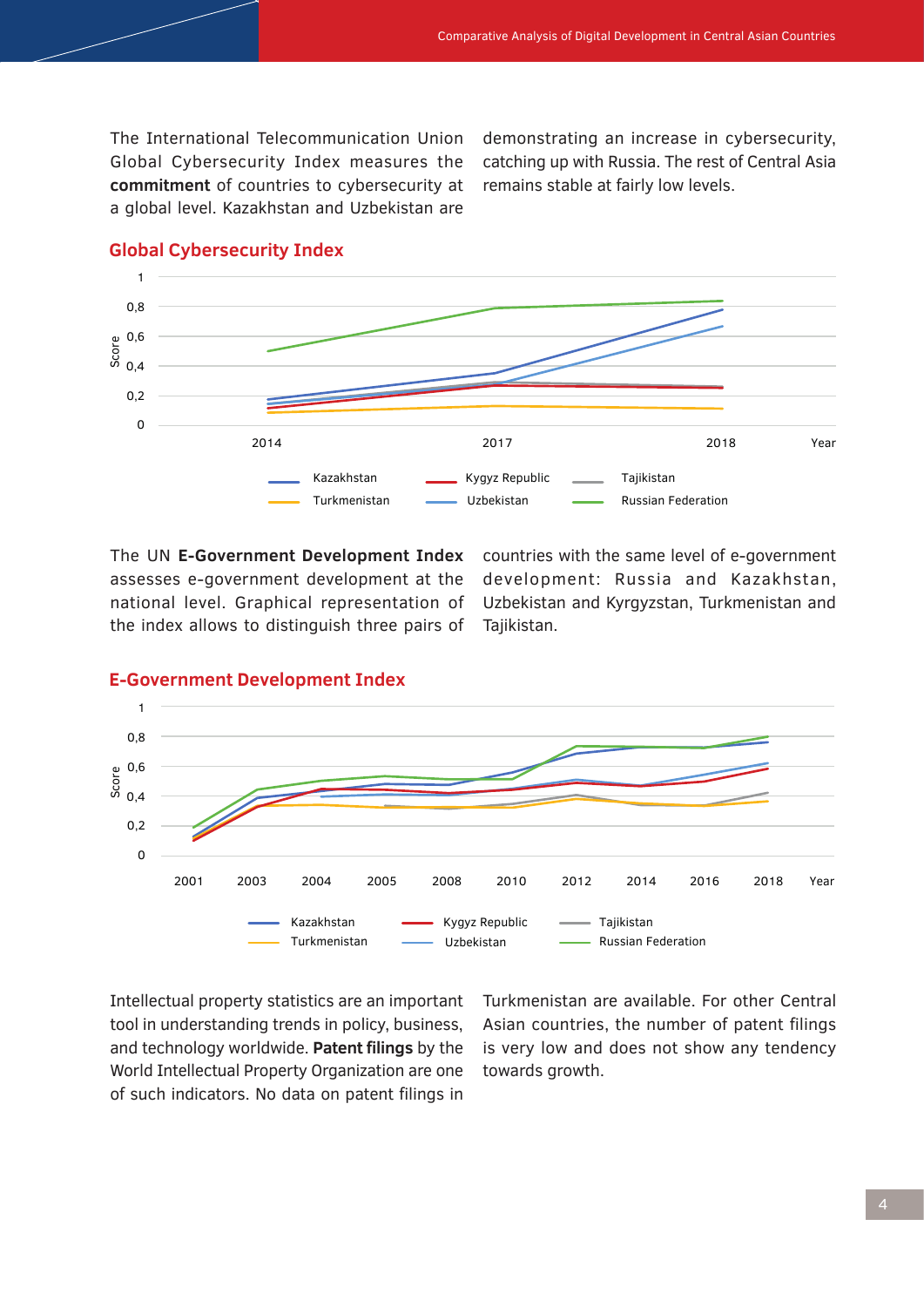The International Telecommunication Union Global Cybersecurity Index measures the **commitment** of countries to cybersecurity at a global level. Kazakhstan and Uzbekistan are demonstrating an increase in cybersecurity, catching up with Russia. The rest of Central Asia remains stable at fairly low levels.

## Global Cybersecurity Index

The UN **E-Government Development Index** assesses e-government development at the national level. Graphical representation of the index allows to distinguish three pairs of countries with the same level of e-government development: Russia and Kazakhstan, Uzbekistan and Kyrgyzstan, Turkmenistan and Tajikistan.

## E-Government Development Index

Intellectual property statistics are an important tool in understanding trends in policy, business, and technology worldwide. **Patent filings** by the World Intellectual Property Organization are one of such indicators. No data on patent filings in Turkmenistan are available. For other Central Asian countries, the number of patent filings is very low and does not show any tendency towards growth.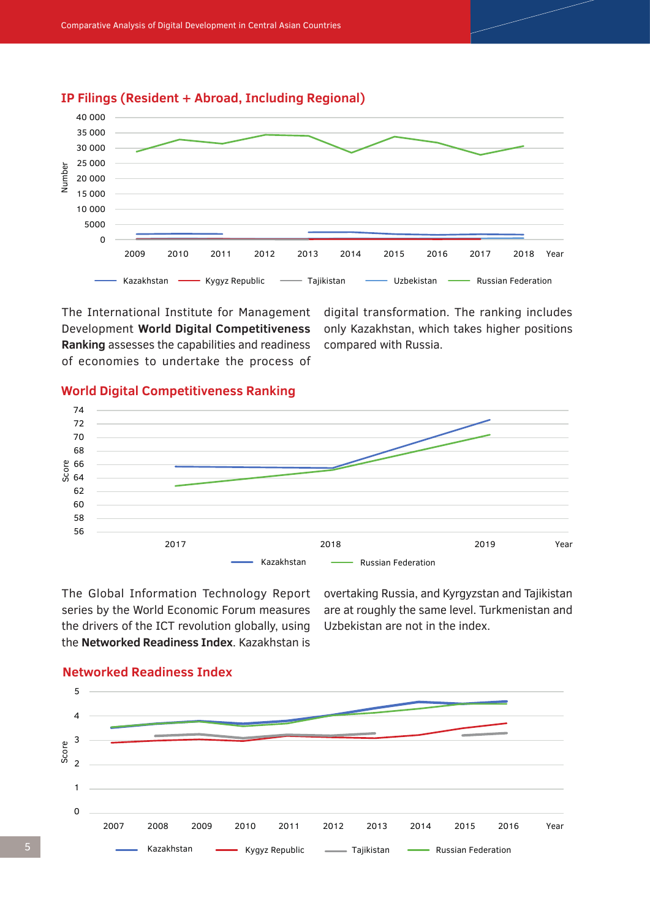## IP Filings (Resident + Abroad, Including Regional)

The International Institute for Management Development **World Digital Competitiveness Ranking** assesses the capabilities and readiness of economies to undertake the process of digital transformation. The ranking includes only Kazakhstan, which takes higher positions compared with Russia.

## World Digital Competitiveness Ranking

The Global Information Technology Report series by the World Economic Forum measures the drivers of the ICT revolution globally, using the **Networked Readiness Index**. Kazakhstan is overtaking Russia, and Kyrgyzstan and Tajikistan are at roughly the same level. Turkmenistan and Uzbekistan are not in the index.

## Networked Readiness Index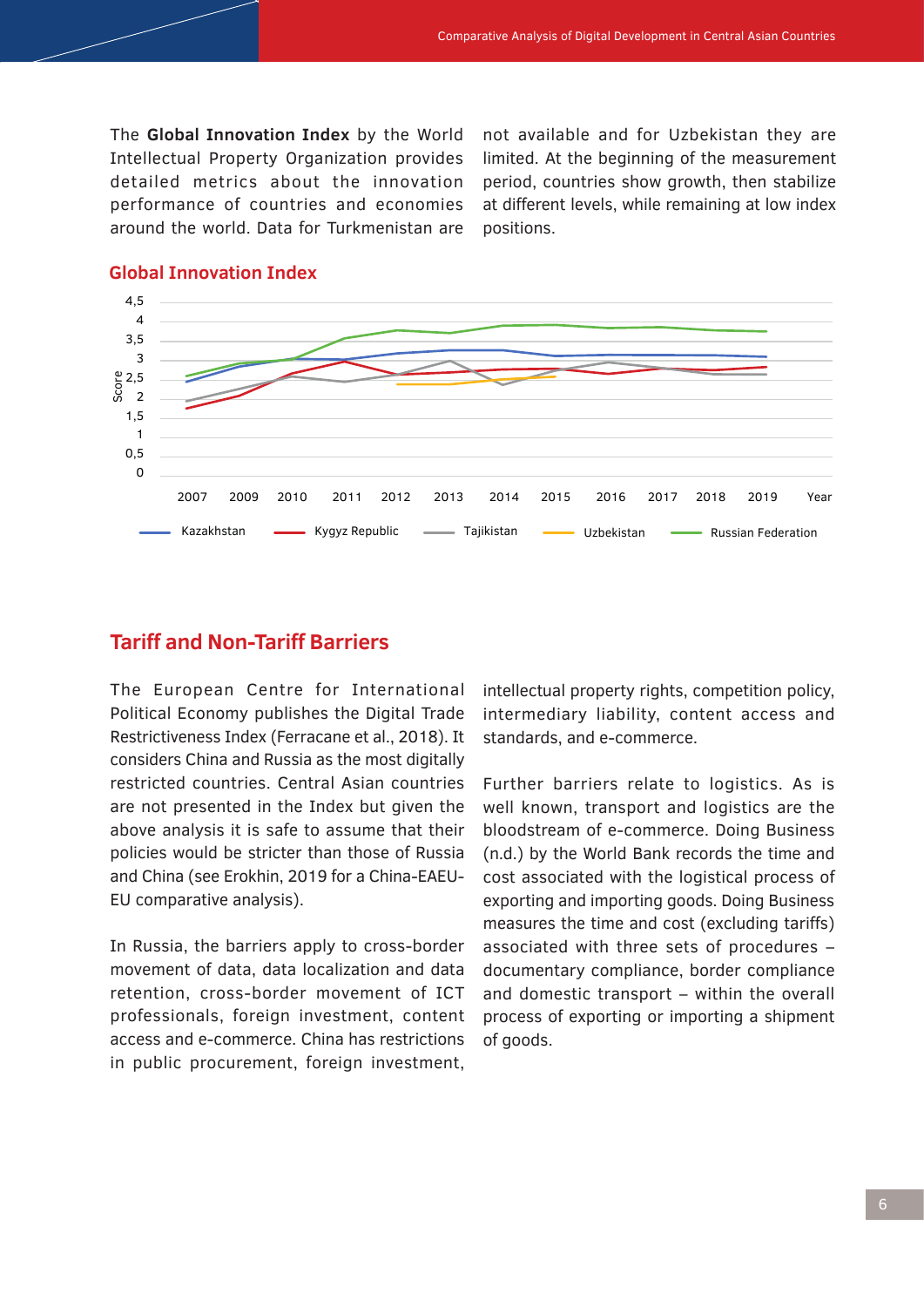The **Global Innovation Index** by the World Intellectual Property Organization provides detailed metrics about the innovation performance of countries and economies around the world. Data for Turkmenistan are not available and for Uzbekistan they are limited. At the beginning of the measurement period, countries show growth, then stabilize at different levels, while remaining at low index positions.

### Global Innovation Index

## Tariff and Non-Tariff Barriers

The European Centre for International Political Economy publishes the Digital Trade Restrictiveness Index (Ferracane et al., 2018). It considers China and Russia as the most digitally restricted countries. Central Asian countries are not presented in the Index but given the above analysis it is safe to assume that their policies would be stricter than those of Russia and China (see Erokhin, 2019 for a China-EAEU-EU comparative analysis).

In Russia, the barriers apply to cross-border movement of data, data localization and data retention, cross-border movement of ICT professionals, foreign investment, content access and e-commerce. China has restrictions in public procurement, foreign investment, intellectual property rights, competition policy, intermediary liability, content access and standards, and e-commerce.

Further barriers relate to logistics. As is well known, transport and logistics are the bloodstream of e-commerce. Doing Business (n.d.) by the World Bank records the time and cost associated with the logistical process of exporting and importing goods. Doing Business measures the time and cost (excluding tariffs) associated with three sets of procedures – documentary compliance, border compliance and domestic transport – within the overall process of exporting or importing a shipment of goods.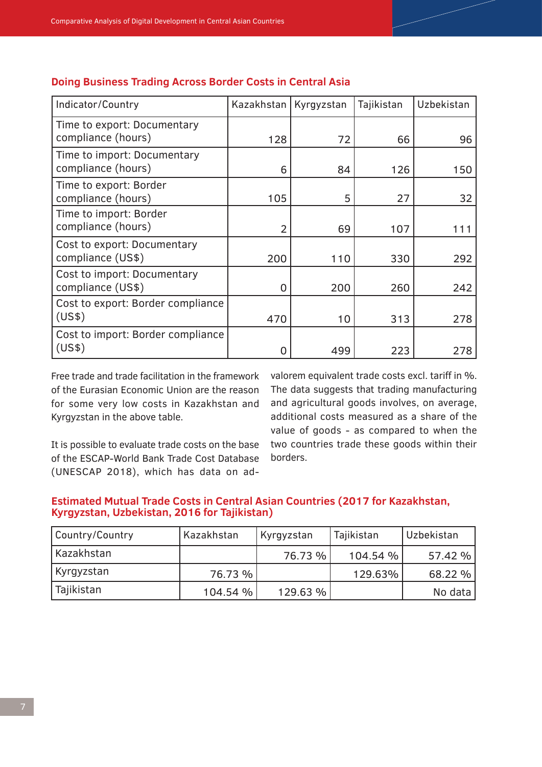### Doing Business Trading Across Border Costs in Central Asia

| Indicator/Country | Kazakhstan | Kyrgyzstan | Tajikistan | Uzbekistan |
|---|---|---|---|---|
| Time to export: Documentary compliance (hours) | 128 | 72 | 66 | 96 |
| Time to import: Documentary compliance (hours) | 6 | 84 | 126 | 150 |
| Time to export: Border compliance (hours) | 105 | 5 | 27 | 32 |
| Time to import: Border compliance (hours) | 2 | 69 | 107 | 111 |
| Cost to export: Documentary compliance (US$) | 200 | 110 | 330 | 292 |
| Cost to import: Documentary compliance (US$) | 0 | 200 | 260 | 242 |
| Cost to export: Border compliance (US$) | 470 | 10 | 313 | 278 |
| Cost to import: Border compliance (US$) | 0 | 499 | 223 | 278 |

Free trade and trade facilitation in the framework of the Eurasian Economic Union are the reason for some very low costs in Kazakhstan and Kyrgyzstan in the above table.

It is possible to evaluate trade costs on the base of the ESCAP-World Bank Trade Cost Database (UNESCAP 2018), which has data on ad-valorem equivalent trade costs excl. tariff in %. The data suggests that trading manufacturing and agricultural goods involves, on average, additional costs measured as a share of the value of goods - as compared to when the two countries trade these goods within their borders.

### Estimated Mutual Trade Costs in Central Asian Countries (2017 for Kazakhstan, Kyrgyzstan, Uzbekistan, 2016 for Tajikistan)

| Country/Country | Kazakhstan | Kyrgyzstan | Tajikistan | Uzbekistan |
|---|---|---|---|---|
| Kazakhstan | | 76.73 % | 104.54 % | 57.42 % |
| Kyrgyzstan | 76.73 % | | 129.63% | 68.22 % |
| Tajikistan | 104.54 % | 129.63 % | | No data |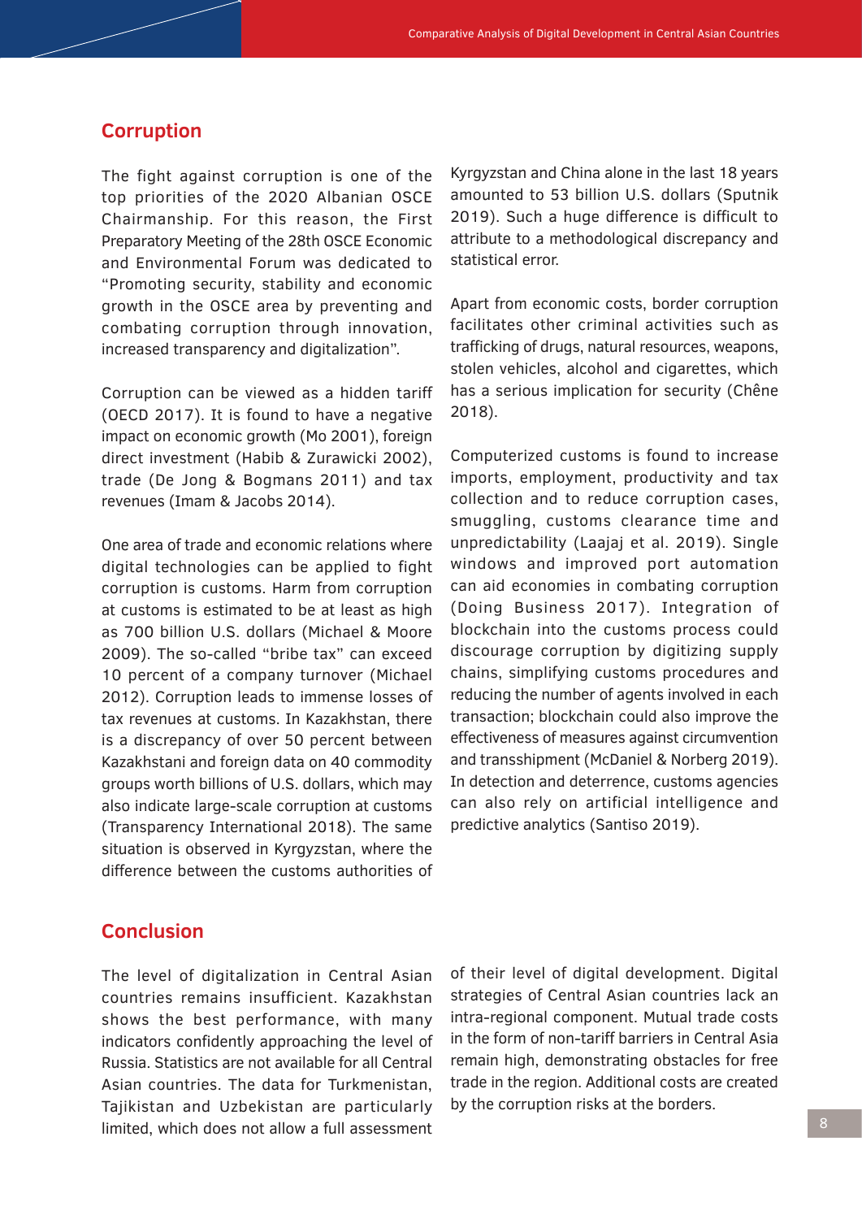## Corruption

The fight against corruption is one of the top priorities of the 2020 Albanian OSCE Chairmanship. For this reason, the First Preparatory Meeting of the 28th OSCE Economic and Environmental Forum was dedicated to "Promoting security, stability and economic growth in the OSCE area by preventing and combating corruption through innovation, increased transparency and digitalization".

Corruption can be viewed as a hidden tariff (OECD 2017). It is found to have a negative impact on economic growth (Mo 2001), foreign direct investment (Habib & Zurawicki 2002), trade (De Jong & Bogmans 2011) and tax revenues (Imam & Jacobs 2014).

One area of trade and economic relations where digital technologies can be applied to fight corruption is customs. Harm from corruption at customs is estimated to be at least as high as 700 billion U.S. dollars (Michael & Moore 2009). The so-called "bribe tax" can exceed 10 percent of a company turnover (Michael 2012). Corruption leads to immense losses of tax revenues at customs. In Kazakhstan, there is a discrepancy of over 50 percent between Kazakhstani and foreign data on 40 commodity groups worth billions of U.S. dollars, which may also indicate large-scale corruption at customs (Transparency International 2018). The same situation is observed in Kyrgyzstan, where the difference between the customs authorities of Kyrgyzstan and China alone in the last 18 years amounted to 53 billion U.S. dollars (Sputnik 2019). Such a huge difference is difficult to attribute to a methodological discrepancy and statistical error.

Apart from economic costs, border corruption facilitates other criminal activities such as trafficking of drugs, natural resources, weapons, stolen vehicles, alcohol and cigarettes, which has a serious implication for security (Chêne 2018).

Computerized customs is found to increase imports, employment, productivity and tax collection and to reduce corruption cases, smuggling, customs clearance time and unpredictability (Laajaj et al. 2019). Single windows and improved port automation can aid economies in combating corruption (Doing Business 2017). Integration of blockchain into the customs process could discourage corruption by digitizing supply chains, simplifying customs procedures and reducing the number of agents involved in each transaction; blockchain could also improve the effectiveness of measures against circumvention and transshipment (McDaniel & Norberg 2019). In detection and deterrence, customs agencies can also rely on artificial intelligence and predictive analytics (Santiso 2019).

## Conclusion

The level of digitalization in Central Asian countries remains insufficient. Kazakhstan shows the best performance, with many indicators confidently approaching the level of Russia. Statistics are not available for all Central Asian countries. The data for Turkmenistan, Tajikistan and Uzbekistan are particularly limited, which does not allow a full assessment of their level of digital development. Digital strategies of Central Asian countries lack an intra-regional component. Mutual trade costs in the form of non-tariff barriers in Central Asia remain high, demonstrating obstacles for free trade in the region. Additional costs are created by the corruption risks at the borders.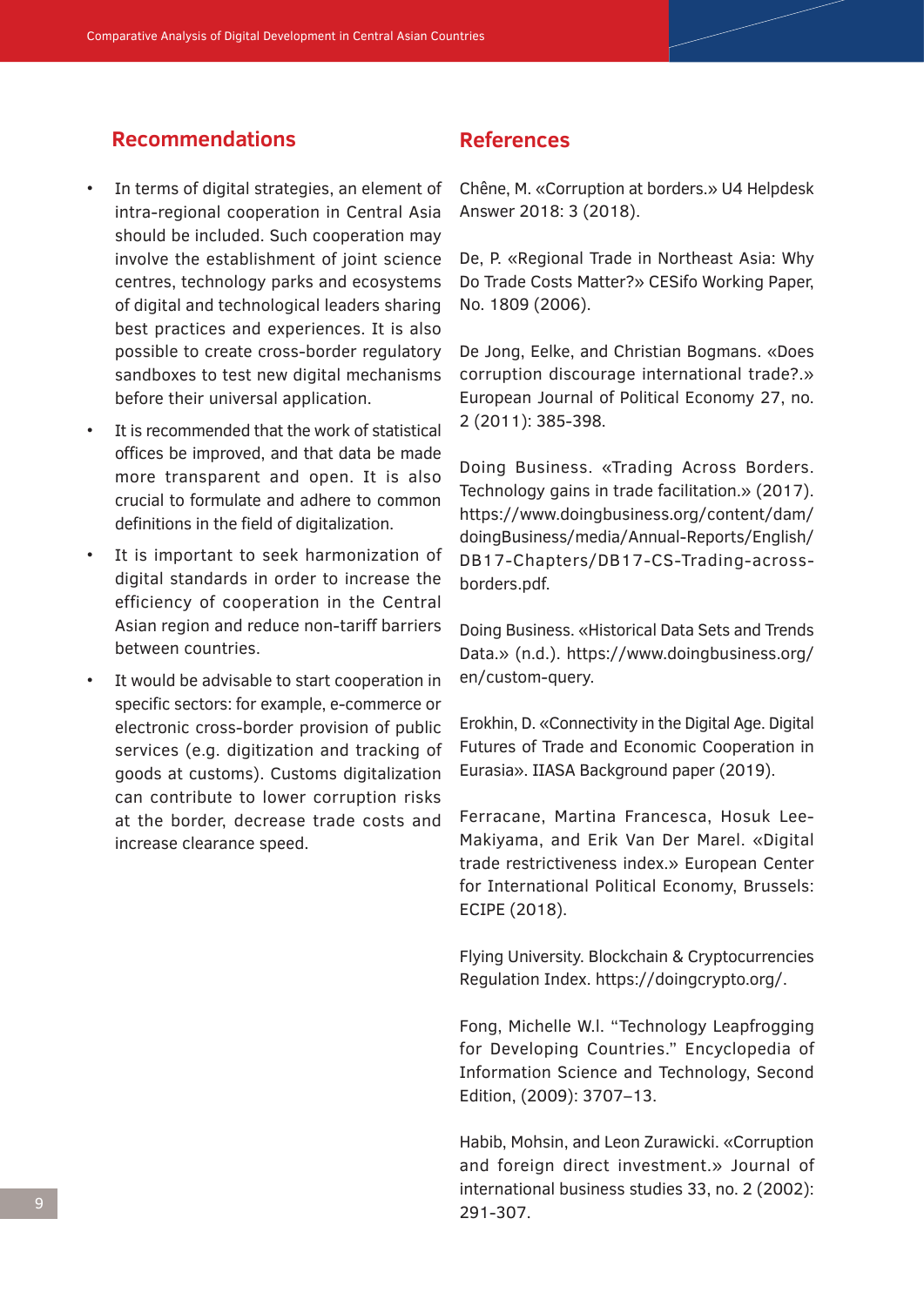## Recommendations

- In terms of digital strategies, an element of intra-regional cooperation in Central Asia should be included. Such cooperation may involve the establishment of joint science centres, technology parks and ecosystems of digital and technological leaders sharing best practices and experiences. It is also possible to create cross-border regulatory sandboxes to test new digital mechanisms before their universal application.
- It is recommended that the work of statistical offices be improved, and that data be made more transparent and open. It is also crucial to formulate and adhere to common definitions in the field of digitalization.
- It is important to seek harmonization of digital standards in order to increase the efficiency of cooperation in the Central Asian region and reduce non-tariff barriers between countries.
- It would be advisable to start cooperation in specific sectors: for example, e-commerce or electronic cross-border provision of public services (e.g. digitization and tracking of goods at customs). Customs digitalization can contribute to lower corruption risks at the border, decrease trade costs and increase clearance speed.

## References

Chêne, M. «Corruption at borders.» U4 Helpdesk Answer 2018: 3 (2018).

De, P. «Regional Trade in Northeast Asia: Why Do Trade Costs Matter?» CESifo Working Paper, No. 1809 (2006).

De Jong, Eelke, and Christian Bogmans. «Does corruption discourage international trade?.» European Journal of Political Economy 27, no. 2 (2011): 385-398.

Doing Business. «Trading Across Borders. Technology gains in trade facilitation.» (2017). https://www.doingbusiness.org/content/dam/doingBusiness/media/Annual-Reports/English/DB17-Chapters/DB17-CS-Trading-across-borders.pdf.

Doing Business. «Historical Data Sets and Trends Data.» (n.d.). https://www.doingbusiness.org/en/custom-query.

Erokhin, D. «Connectivity in the Digital Age. Digital Futures of Trade and Economic Cooperation in Eurasia». IIASA Background paper (2019).

Ferracane, Martina Francesca, Hosuk Lee-Makiyama, and Erik Van Der Marel. «Digital trade restrictiveness index.» European Center for International Political Economy, Brussels: ECIPE (2018).

Flying University. Blockchain & Cryptocurrencies Regulation Index. https://doingcrypto.org/.

Fong, Michelle W.l. "Technology Leapfrogging for Developing Countries." Encyclopedia of Information Science and Technology, Second Edition, (2009): 3707–13.

Habib, Mohsin, and Leon Zurawicki. «Corruption and foreign direct investment.» Journal of international business studies 33, no. 2 (2002): 291-307.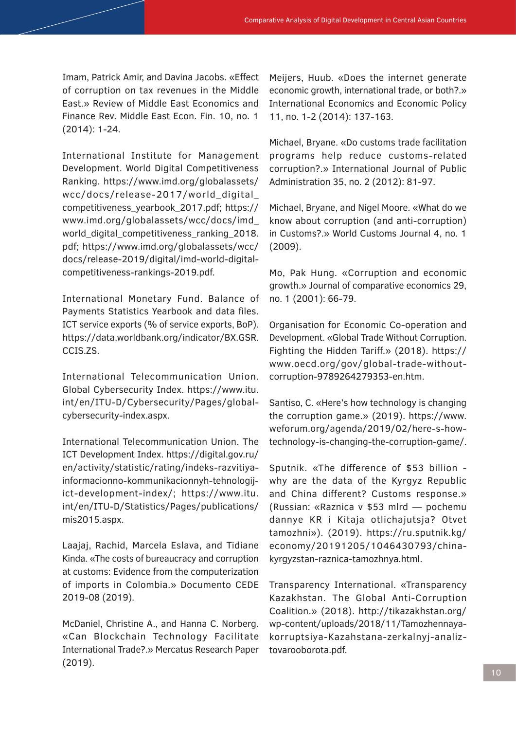Imam, Patrick Amir, and Davina Jacobs. «Effect of corruption on tax revenues in the Middle East.» Review of Middle East Economics and Finance Rev. Middle East Econ. Fin. 10, no. 1 (2014): 1-24.

International Institute for Management Development. World Digital Competitiveness Ranking. https://www.imd.org/globalassets/wcc/docs/release-2017/world_digital_competitiveness_yearbook_2017.pdf; https://www.imd.org/globalassets/wcc/docs/imd_world_digital_competitiveness_ranking_2018.pdf; https://www.imd.org/globalassets/wcc/docs/release-2019/digital/imd-world-digital-competitiveness-rankings-2019.pdf.

International Monetary Fund. Balance of Payments Statistics Yearbook and data files. ICT service exports (% of service exports, BoP). https://data.worldbank.org/indicator/BX.GSR.CCIS.ZS.

International Telecommunication Union. Global Cybersecurity Index. https://www.itu.int/en/ITU-D/Cybersecurity/Pages/global-cybersecurity-index.aspx.

International Telecommunication Union. The ICT Development Index. https://digital.gov.ru/en/activity/statistic/rating/indeks-razvitiya-informacionno-kommunikacionnyh-tehnologij-ict-development-index/; https://www.itu.int/en/ITU-D/Statistics/Pages/publications/mis2015.aspx.

Laajaj, Rachid, Marcela Eslava, and Tidiane Kinda. «The costs of bureaucracy and corruption at customs: Evidence from the computerization of imports in Colombia.» Documento CEDE 2019-08 (2019).

McDaniel, Christine A., and Hanna C. Norberg. «Can Blockchain Technology Facilitate International Trade?.» Mercatus Research Paper (2019).

Meijers, Huub. «Does the internet generate economic growth, international trade, or both?.» International Economics and Economic Policy 11, no. 1-2 (2014): 137-163.

Michael, Bryane. «Do customs trade facilitation programs help reduce customs-related corruption?.» International Journal of Public Administration 35, no. 2 (2012): 81-97.

Michael, Bryane, and Nigel Moore. «What do we know about corruption (and anti-corruption) in Customs?.» World Customs Journal 4, no. 1 (2009).

Mo, Pak Hung. «Corruption and economic growth.» Journal of comparative economics 29, no. 1 (2001): 66-79.

Organisation for Economic Co-operation and Development. «Global Trade Without Corruption. Fighting the Hidden Tariff.» (2018). https://www.oecd.org/gov/global-trade-without-corruption-9789264279353-en.htm.

Santiso, C. «Here's how technology is changing the corruption game.» (2019). https://www.weforum.org/agenda/2019/02/here-s-how-technology-is-changing-the-corruption-game/.

Sputnik. «The difference of $53 billion - why are the data of the Kyrgyz Republic and China different? Customs response.» (Russian: «Raznica v $53 mlrd — pochemu dannye KR i Kitaja otlichajutsja? Otvet tamozhni»). (2019). https://ru.sputnik.kg/economy/20191205/1046430793/china-kyrgyzstan-raznica-tamozhnya.html.

Transparency International. «Transparency Kazakhstan. The Global Anti-Corruption Coalition.» (2018). http://tikazakhstan.org/wp-content/uploads/2018/11/Tamozhennaya-korruptsiya-Kazahstana-zerkalnyj-analiz-tovarooborota.pdf.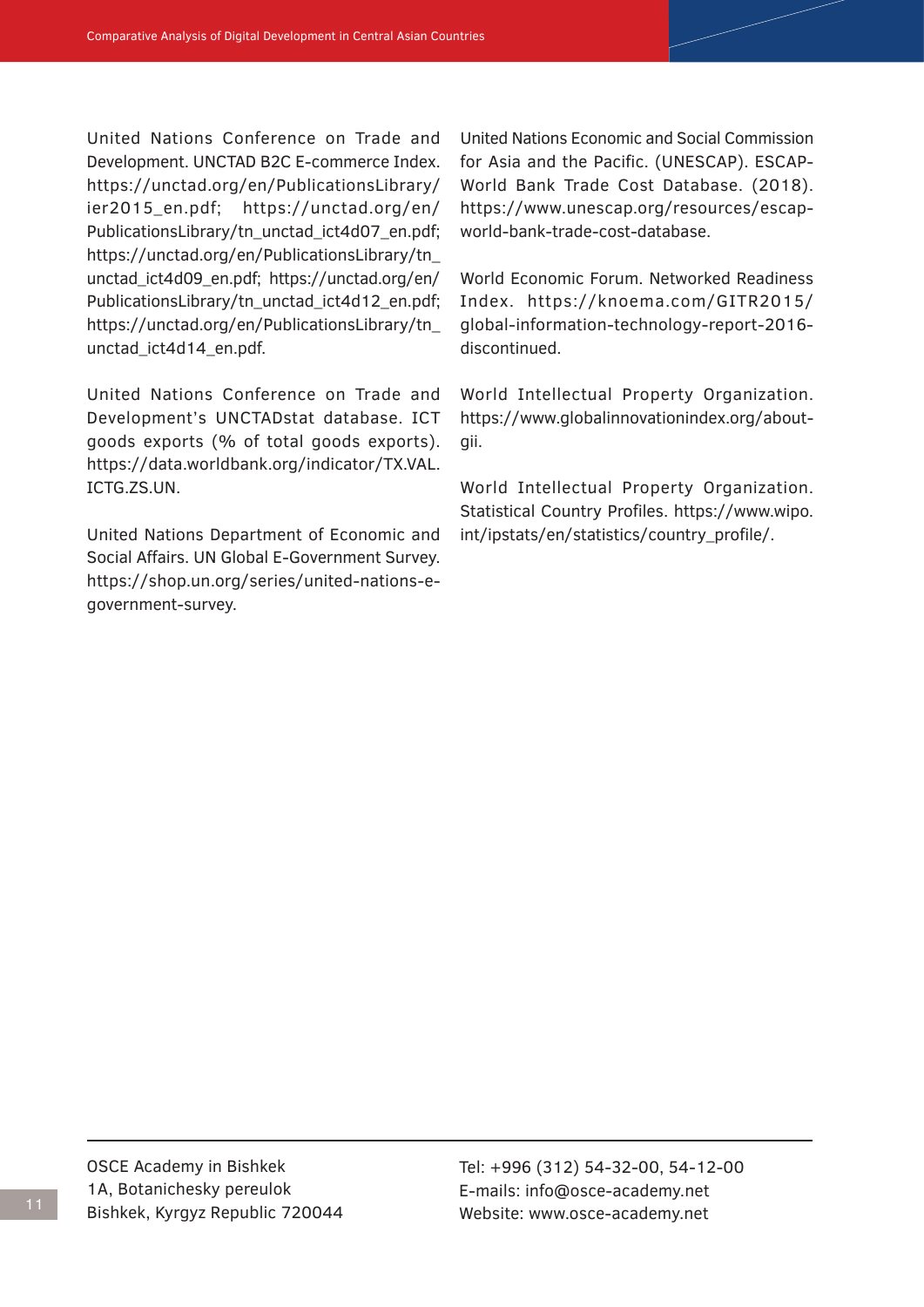United Nations Conference on Trade and Development. UNCTAD B2C E-commerce Index. https://unctad.org/en/PublicationsLibrary/ier2015_en.pdf; https://unctad.org/en/PublicationsLibrary/tn_unctad_ict4d07_en.pdf; https://unctad.org/en/PublicationsLibrary/tn_unctad_ict4d09_en.pdf; https://unctad.org/en/PublicationsLibrary/tn_unctad_ict4d12_en.pdf; https://unctad.org/en/PublicationsLibrary/tn_unctad_ict4d14_en.pdf.

United Nations Conference on Trade and Development's UNCTADstat database. ICT goods exports (% of total goods exports). https://data.worldbank.org/indicator/TX.VAL.ICTG.ZS.UN.

United Nations Department of Economic and Social Affairs. UN Global E-Government Survey. https://shop.un.org/series/united-nations-e-government-survey.

United Nations Economic and Social Commission for Asia and the Pacific. (UNESCAP). ESCAP-World Bank Trade Cost Database. (2018). https://www.unescap.org/resources/escap-world-bank-trade-cost-database.

World Economic Forum. Networked Readiness Index. https://knoema.com/GITR2015/global-information-technology-report-2016-discontinued.

World Intellectual Property Organization. https://www.globalinnovationindex.org/about-gii.

World Intellectual Property Organization. Statistical Country Profiles. https://www.wipo.int/ipstats/en/statistics/country_profile/.

---

OSCE Academy in Bishkek
1A, Botanichesky pereulok
Bishkek, Kyrgyz Republic 720044

Tel: +996 (312) 54-32-00, 54-12-00
E-mails: info@osce-academy.net
Website: www.osce-academy.net